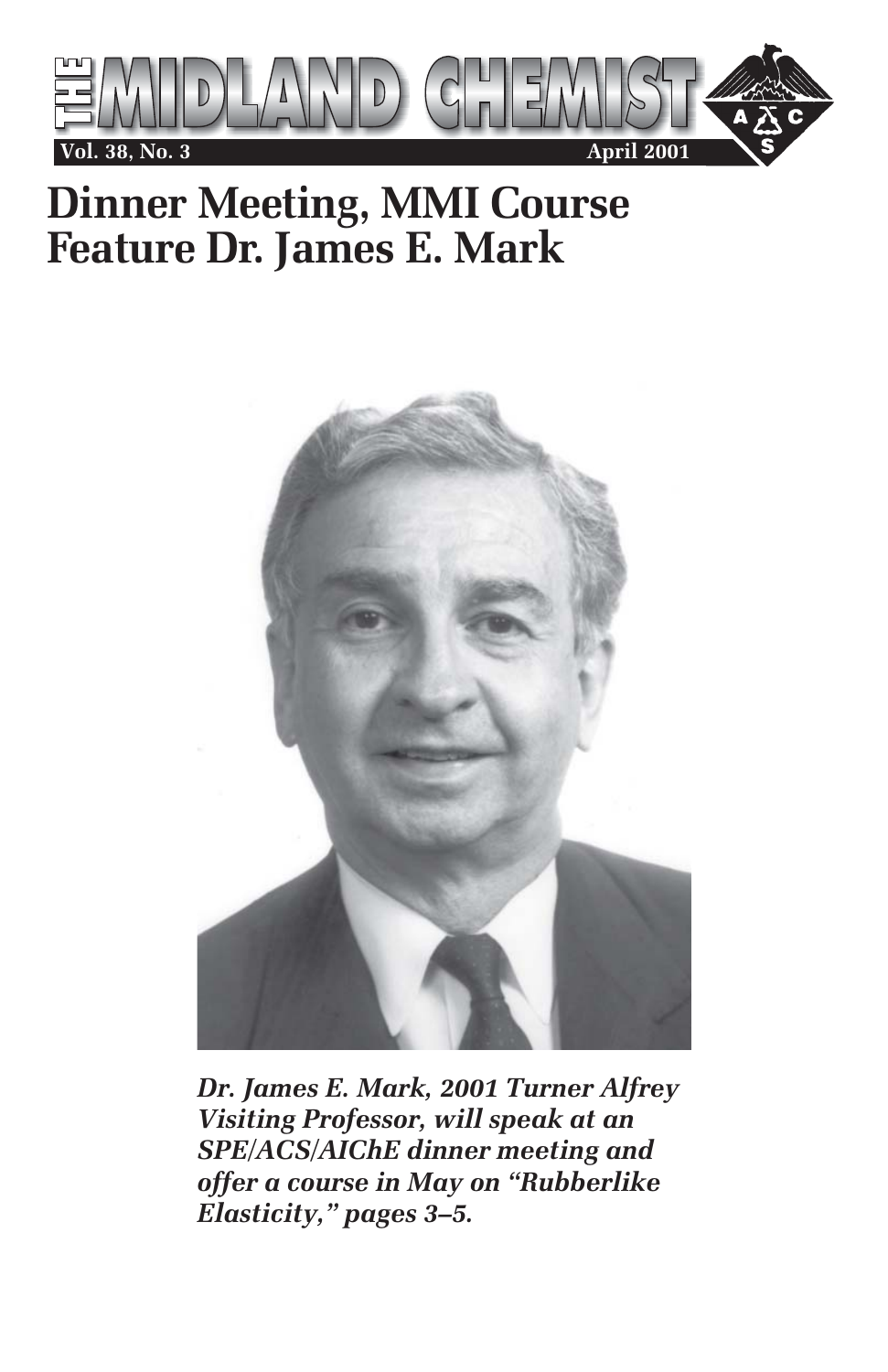# THE MIDLAND CHEMIST

**Vol. 38, No. 3** **April 2001**

# Dinner Meeting, MMI Course Feature Dr. James E. Mark

***Dr. James E. Mark, 2001 Turner Alfrey Visiting Professor, will speak at an SPE/ACS/AIChE dinner meeting and offer a course in May on "Rubberlike Elasticity," pages 3–5.***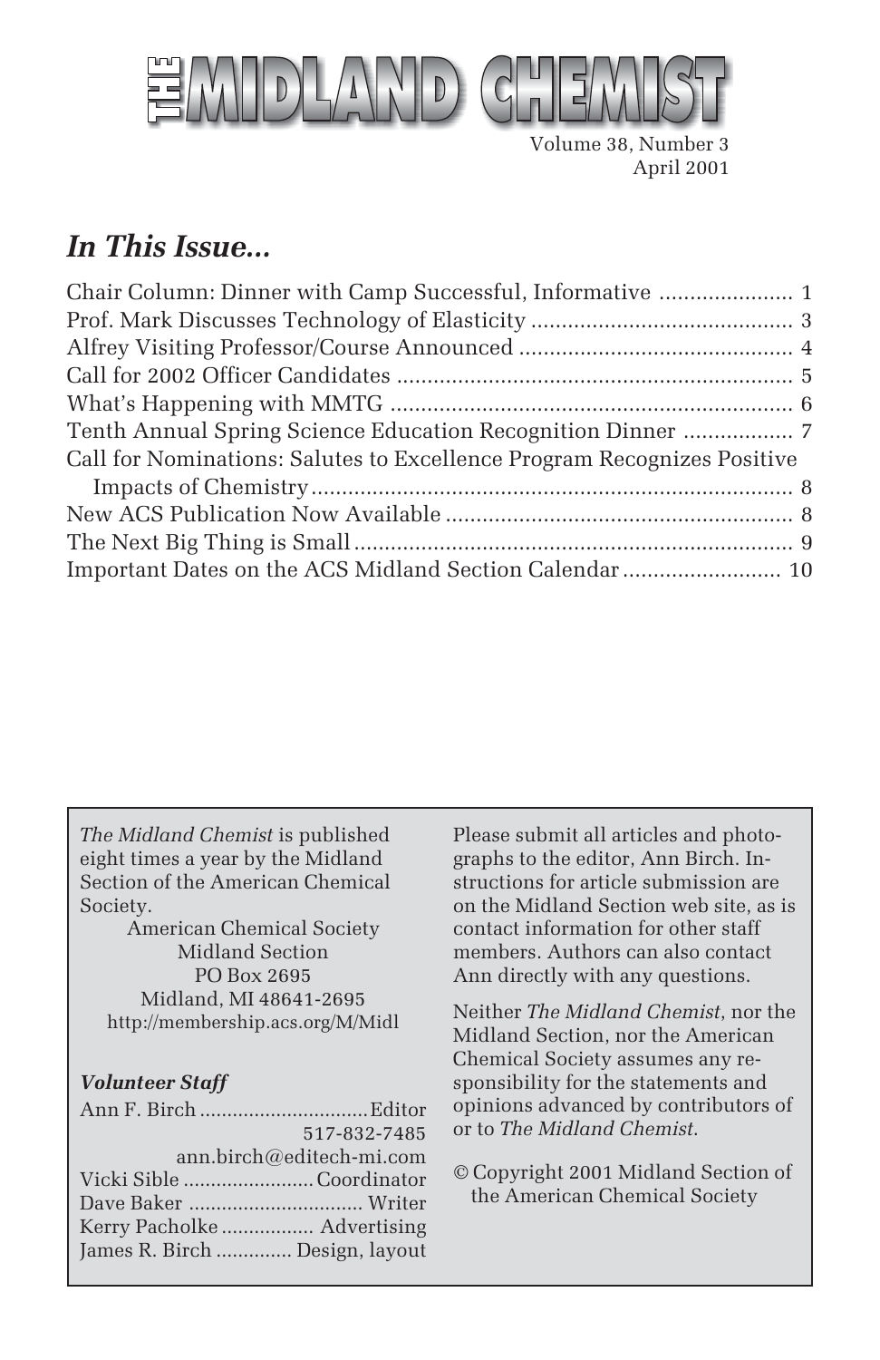# THE MIDLAND CHEMIST

Volume 38, Number 3
April 2001

## *In This Issue...*

Chair Column: Dinner with Camp Successful, Informative ..................... 1
Prof. Mark Discusses Technology of Elasticity .......................................... 3
Alfrey Visiting Professor/Course Announced ............................................ 4
Call for 2002 Officer Candidates ................................................................ 5
What's Happening with MMTG ................................................................. 6
Tenth Annual Spring Science Education Recognition Dinner ................. 7
Call for Nominations: Salutes to Excellence Program Recognizes Positive Impacts of Chemistry .............................................................................. 8
New ACS Publication Now Available ........................................................ 8
The Next Big Thing is Small ....................................................................... 9
Important Dates on the ACS Midland Section Calendar .......................... 10

*The Midland Chemist* is published eight times a year by the Midland Section of the American Chemical Society.

American Chemical Society
Midland Section
PO Box 2695
Midland, MI 48641-2695
http://membership.acs.org/M/Midl

***Volunteer Staff***

Ann F. Birch .............................. Editor
517-832-7485
ann.birch@editech-mi.com
Vicki Sible ........................ Coordinator
Dave Baker ................................ Writer
Kerry Pacholke ................. Advertising
James R. Birch .............. Design, layout

Please submit all articles and photographs to the editor, Ann Birch. Instructions for article submission are on the Midland Section web site, as is contact information for other staff members. Authors can also contact Ann directly with any questions.

Neither *The Midland Chemist*, nor the Midland Section, nor the American Chemical Society assumes any responsibility for the statements and opinions advanced by contributors of or to *The Midland Chemist*.

© Copyright 2001 Midland Section of the American Chemical Society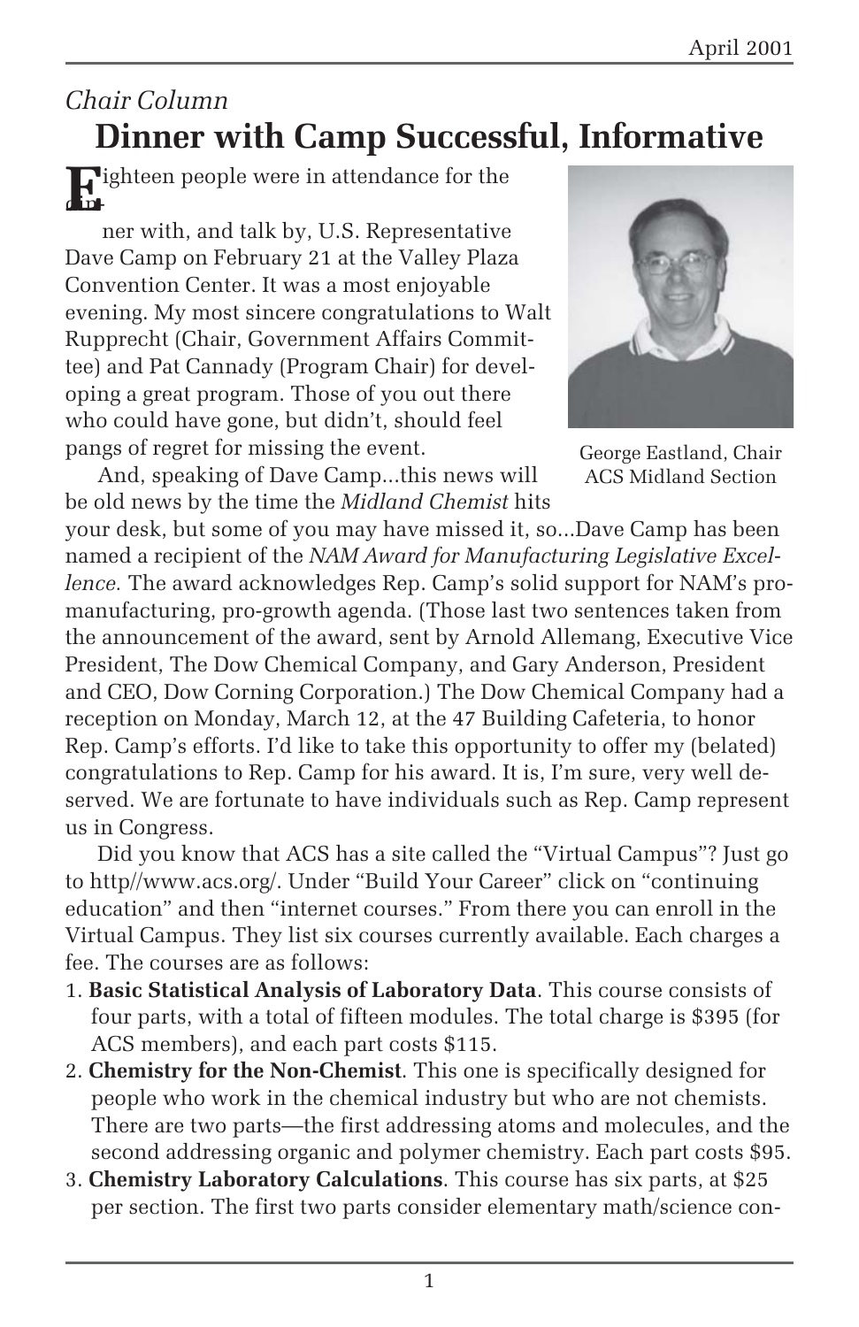*Chair Column*

# Dinner with Camp Successful, Informative

Eighteen people were in attendance for the dinner with, and talk by, U.S. Representative Dave Camp on February 21 at the Valley Plaza Convention Center. It was a most enjoyable evening. My most sincere congratulations to Walt Rupprecht (Chair, Government Affairs Committee) and Pat Cannady (Program Chair) for developing a great program. Those of you out there who could have gone, but didn't, should feel pangs of regret for missing the event.

George Eastland, Chair ACS Midland Section

And, speaking of Dave Camp...this news will be old news by the time the *Midland Chemist* hits your desk, but some of you may have missed it, so...Dave Camp has been named a recipient of the *NAM Award for Manufacturing Legislative Excellence.* The award acknowledges Rep. Camp's solid support for NAM's pro-manufacturing, pro-growth agenda. (Those last two sentences taken from the announcement of the award, sent by Arnold Allemang, Executive Vice President, The Dow Chemical Company, and Gary Anderson, President and CEO, Dow Corning Corporation.) The Dow Chemical Company had a reception on Monday, March 12, at the 47 Building Cafeteria, to honor Rep. Camp's efforts. I'd like to take this opportunity to offer my (belated) congratulations to Rep. Camp for his award. It is, I'm sure, very well deserved. We are fortunate to have individuals such as Rep. Camp represent us in Congress.

Did you know that ACS has a site called the "Virtual Campus"? Just go to http//www.acs.org/. Under "Build Your Career" click on "continuing education" and then "internet courses." From there you can enroll in the Virtual Campus. They list six courses currently available. Each charges a fee. The courses are as follows:

1. **Basic Statistical Analysis of Laboratory Data**. This course consists of four parts, with a total of fifteen modules. The total charge is $395 (for ACS members), and each part costs $115.
2. **Chemistry for the Non-Chemist**. This one is specifically designed for people who work in the chemical industry but who are not chemists. There are two parts—the first addressing atoms and molecules, and the second addressing organic and polymer chemistry. Each part costs $95.
3. **Chemistry Laboratory Calculations**. This course has six parts, at $25 per section. The first two parts consider elementary math/science con-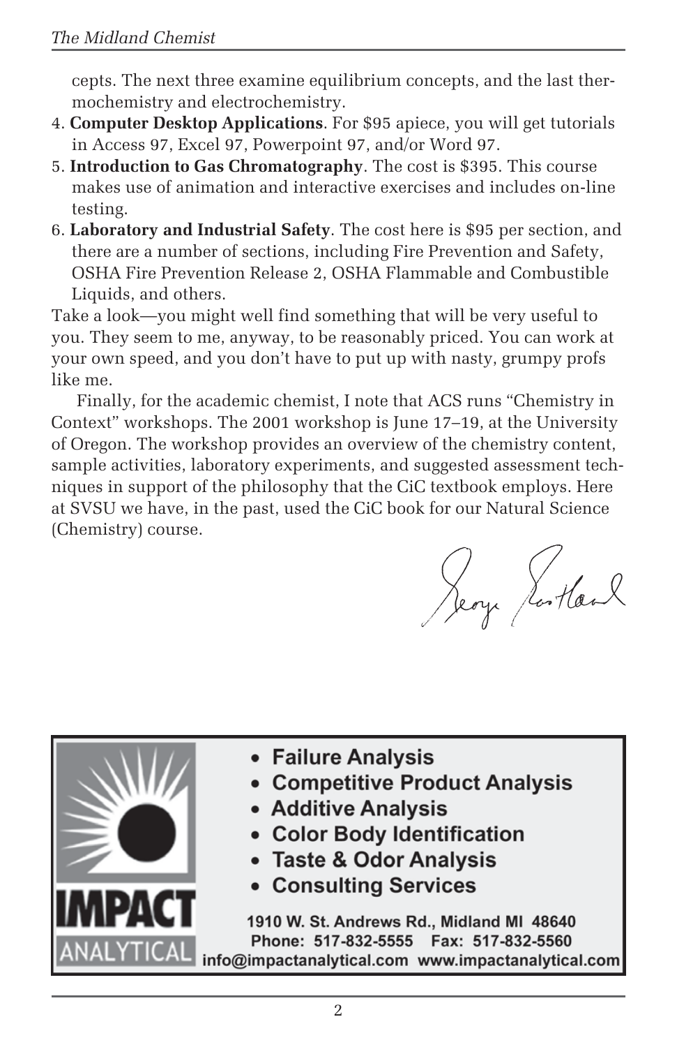cepts. The next three examine equilibrium concepts, and the last thermochemistry and electrochemistry.

4. **Computer Desktop Applications**. For $95 apiece, you will get tutorials in Access 97, Excel 97, Powerpoint 97, and/or Word 97.
5. **Introduction to Gas Chromatography**. The cost is $395. This course makes use of animation and interactive exercises and includes on-line testing.
6. **Laboratory and Industrial Safety**. The cost here is $95 per section, and there are a number of sections, including Fire Prevention and Safety, OSHA Fire Prevention Release 2, OSHA Flammable and Combustible Liquids, and others.

Take a look—you might well find something that will be very useful to you. They seem to me, anyway, to be reasonably priced. You can work at your own speed, and you don't have to put up with nasty, grumpy profs like me.

Finally, for the academic chemist, I note that ACS runs "Chemistry in Context" workshops. The 2001 workshop is June 17–19, at the University of Oregon. The workshop provides an overview of the chemistry content, sample activities, laboratory experiments, and suggested assessment techniques in support of the philosophy that the CiC textbook employs. Here at SVSU we have, in the past, used the CiC book for our Natural Science (Chemistry) course.

George Rosthand

---

**IMPACT ANALYTICAL**

- **Failure Analysis**
- **Competitive Product Analysis**
- **Additive Analysis**
- **Color Body Identification**
- **Taste & Odor Analysis**
- **Consulting Services**

1910 W. St. Andrews Rd., Midland MI 48640
Phone: 517-832-5555 Fax: 517-832-5560
info@impactanalytical.com www.impactanalytical.com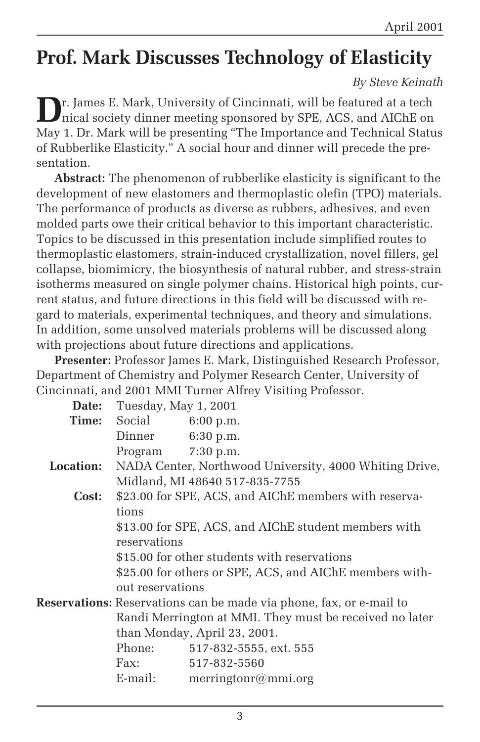# Prof. Mark Discusses Technology of Elasticity

*By Steve Keinath*

Dr. James E. Mark, University of Cincinnati, will be featured at a technical society dinner meeting sponsored by SPE, ACS, and AIChE on May 1. Dr. Mark will be presenting "The Importance and Technical Status of Rubberlike Elasticity." A social hour and dinner will precede the presentation.

**Abstract:** The phenomenon of rubberlike elasticity is significant to the development of new elastomers and thermoplastic olefin (TPO) materials. The performance of products as diverse as rubbers, adhesives, and even molded parts owe their critical behavior to this important characteristic. Topics to be discussed in this presentation include simplified routes to thermoplastic elastomers, strain-induced crystallization, novel fillers, gel collapse, biomimicry, the biosynthesis of natural rubber, and stress-strain isotherms measured on single polymer chains. Historical high points, current status, and future directions in this field will be discussed with regard to materials, experimental techniques, and theory and simulations. In addition, some unsolved materials problems will be discussed along with projections about future directions and applications.

**Presenter:** Professor James E. Mark, Distinguished Research Professor, Department of Chemistry and Polymer Research Center, University of Cincinnati, and 2001 MMI Turner Alfrey Visiting Professor.

**Date:** Tuesday, May 1, 2001

**Time:**
- Social 6:00 p.m.
- Dinner 6:30 p.m.
- Program 7:30 p.m.

**Location:** NADA Center, Northwood University, 4000 Whiting Drive, Midland, MI 48640 517-835-7755

**Cost:**
- $23.00 for SPE, ACS, and AIChE members with reservations
- $13.00 for SPE, ACS, and AIChE student members with reservations
- $15.00 for other students with reservations
- $25.00 for others or SPE, ACS, and AIChE members without reservations

**Reservations:** Reservations can be made via phone, fax, or e-mail to Randi Merrington at MMI. They must be received no later than Monday, April 23, 2001.

- Phone: 517-832-5555, ext. 555
- Fax: 517-832-5560
- E-mail: merringtonr@mmi.org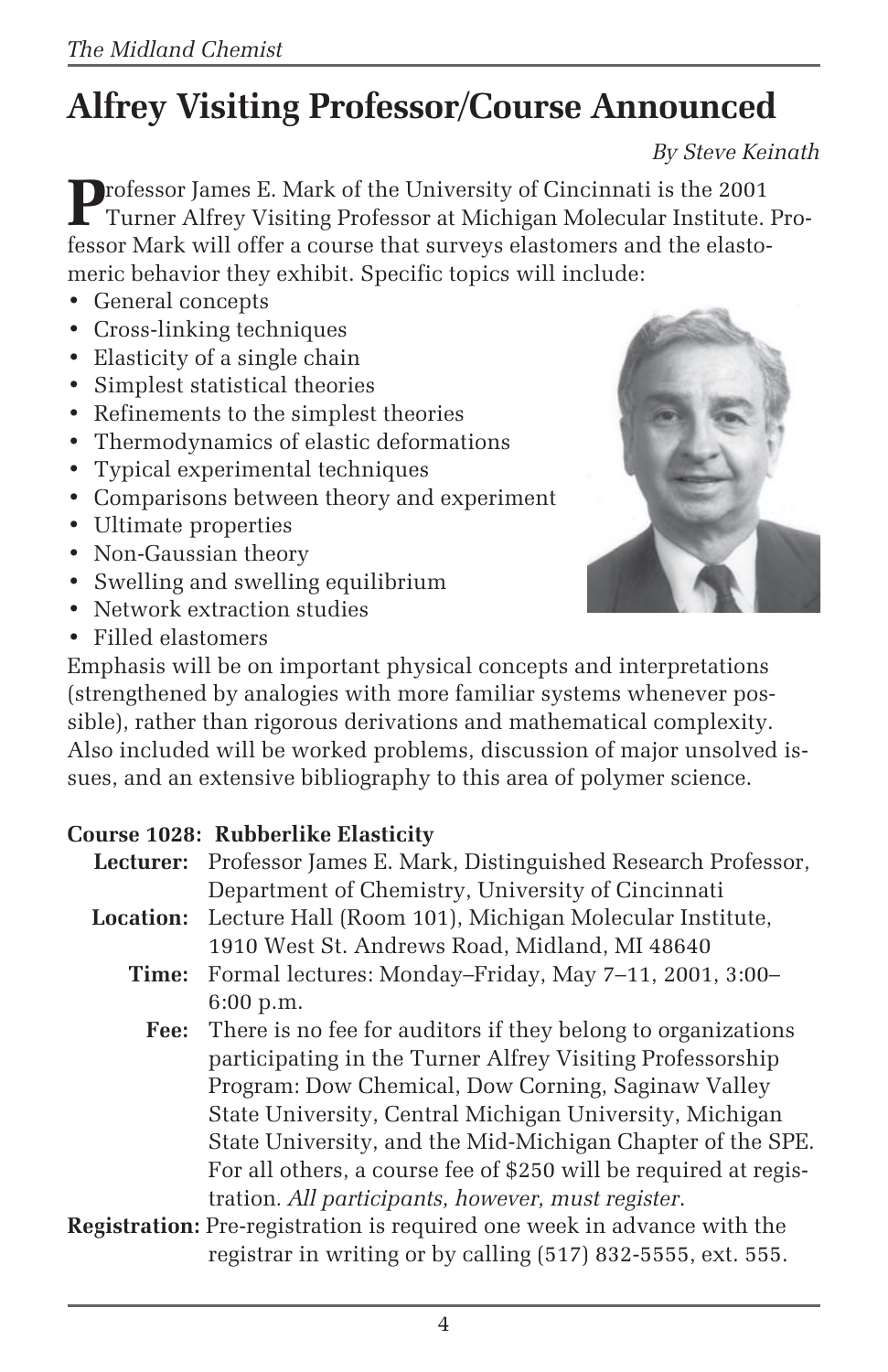# Alfrey Visiting Professor/Course Announced

*By Steve Keinath*

Professor James E. Mark of the University of Cincinnati is the 2001 Turner Alfrey Visiting Professor at Michigan Molecular Institute. Professor Mark will offer a course that surveys elastomers and the elastomeric behavior they exhibit. Specific topics will include:

- General concepts
- Cross-linking techniques
- Elasticity of a single chain
- Simplest statistical theories
- Refinements to the simplest theories
- Thermodynamics of elastic deformations
- Typical experimental techniques
- Comparisons between theory and experiment
- Ultimate properties
- Non-Gaussian theory
- Swelling and swelling equilibrium
- Network extraction studies
- Filled elastomers

Emphasis will be on important physical concepts and interpretations (strengthened by analogies with more familiar systems whenever possible), rather than rigorous derivations and mathematical complexity. Also included will be worked problems, discussion of major unsolved issues, and an extensive bibliography to this area of polymer science.

**Course 1028: Rubberlike Elasticity**

**Lecturer:** Professor James E. Mark, Distinguished Research Professor, Department of Chemistry, University of Cincinnati

**Location:** Lecture Hall (Room 101), Michigan Molecular Institute, 1910 West St. Andrews Road, Midland, MI 48640

**Time:** Formal lectures: Monday–Friday, May 7–11, 2001, 3:00–6:00 p.m.

**Fee:** There is no fee for auditors if they belong to organizations participating in the Turner Alfrey Visiting Professorship Program: Dow Chemical, Dow Corning, Saginaw Valley State University, Central Michigan University, Michigan State University, and the Mid-Michigan Chapter of the SPE. For all others, a course fee of $250 will be required at registration. *All participants, however, must register.*

**Registration:** Pre-registration is required one week in advance with the registrar in writing or by calling (517) 832-5555, ext. 555.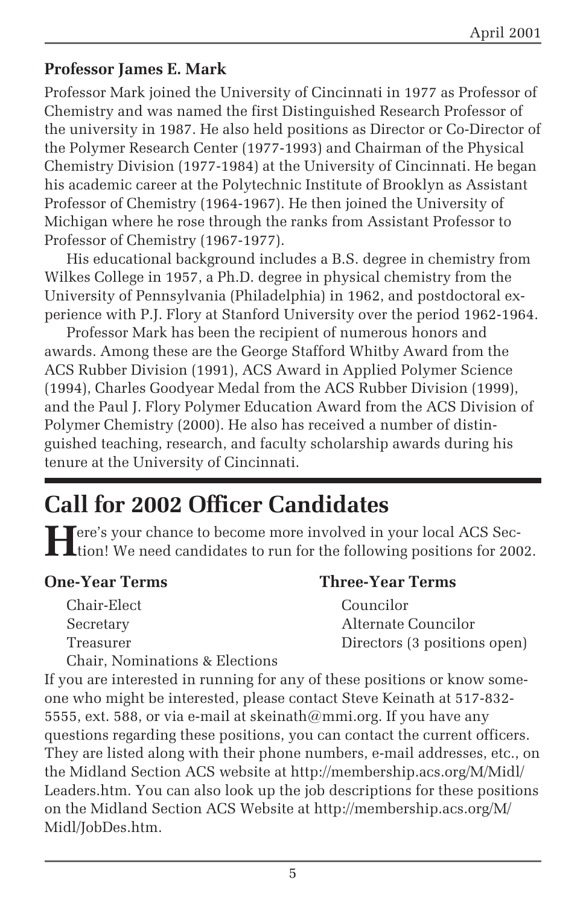### Professor James E. Mark

Professor Mark joined the University of Cincinnati in 1977 as Professor of Chemistry and was named the first Distinguished Research Professor of the university in 1987. He also held positions as Director or Co-Director of the Polymer Research Center (1977-1993) and Chairman of the Physical Chemistry Division (1977-1984) at the University of Cincinnati. He began his academic career at the Polytechnic Institute of Brooklyn as Assistant Professor of Chemistry (1964-1967). He then joined the University of Michigan where he rose through the ranks from Assistant Professor to Professor of Chemistry (1967-1977).

His educational background includes a B.S. degree in chemistry from Wilkes College in 1957, a Ph.D. degree in physical chemistry from the University of Pennsylvania (Philadelphia) in 1962, and postdoctoral experience with P.J. Flory at Stanford University over the period 1962-1964.

Professor Mark has been the recipient of numerous honors and awards. Among these are the George Stafford Whitby Award from the ACS Rubber Division (1991), ACS Award in Applied Polymer Science (1994), Charles Goodyear Medal from the ACS Rubber Division (1999), and the Paul J. Flory Polymer Education Award from the ACS Division of Polymer Chemistry (2000). He also has received a number of distinguished teaching, research, and faculty scholarship awards during his tenure at the University of Cincinnati.

## Call for 2002 Officer Candidates

Here's your chance to become more involved in your local ACS Section! We need candidates to run for the following positions for 2002.

**One-Year Terms**

- Chair-Elect
- Secretary
- Treasurer
- Chair, Nominations & Elections

**Three-Year Terms**

- Councilor
- Alternate Councilor
- Directors (3 positions open)

If you are interested in running for any of these positions or know someone who might be interested, please contact Steve Keinath at 517-832-5555, ext. 588, or via e-mail at skeinath@mmi.org. If you have any questions regarding these positions, you can contact the current officers. They are listed along with their phone numbers, e-mail addresses, etc., on the Midland Section ACS website at http://membership.acs.org/M/Midl/Leaders.htm. You can also look up the job descriptions for these positions on the Midland Section ACS Website at http://membership.acs.org/M/Midl/JobDes.htm.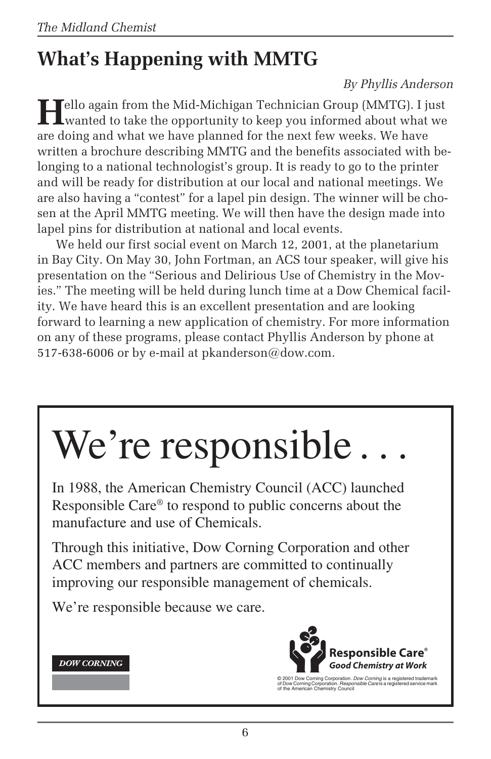## What's Happening with MMTG

*By Phyllis Anderson*

Hello again from the Mid-Michigan Technician Group (MMTG). I just wanted to take the opportunity to keep you informed about what we are doing and what we have planned for the next few weeks. We have written a brochure describing MMTG and the benefits associated with belonging to a national technologist's group. It is ready to go to the printer and will be ready for distribution at our local and national meetings. We are also having a "contest" for a lapel pin design. The winner will be chosen at the April MMTG meeting. We will then have the design made into lapel pins for distribution at national and local events.

We held our first social event on March 12, 2001, at the planetarium in Bay City. On May 30, John Fortman, an ACS tour speaker, will give his presentation on the "Serious and Delirious Use of Chemistry in the Movies." The meeting will be held during lunch time at a Dow Chemical facility. We have heard this is an excellent presentation and are looking forward to learning a new application of chemistry. For more information on any of these programs, please contact Phyllis Anderson by phone at 517-638-6006 or by e-mail at pkanderson@dow.com.

# We're responsible . . .

In 1988, the American Chemistry Council (ACC) launched Responsible Care® to respond to public concerns about the manufacture and use of Chemicals.

Through this initiative, Dow Corning Corporation and other ACC members and partners are committed to continually improving our responsible management of chemicals.

We're responsible because we care.

**DOW CORNING**

**Responsible Care®**
***Good Chemistry at Work***

© 2001 Dow Corning Corporation. *Dow Corning* is a registered trademark of Dow Corning Corporation. *Responsible Care* is a registered service mark of the American Chemistry Council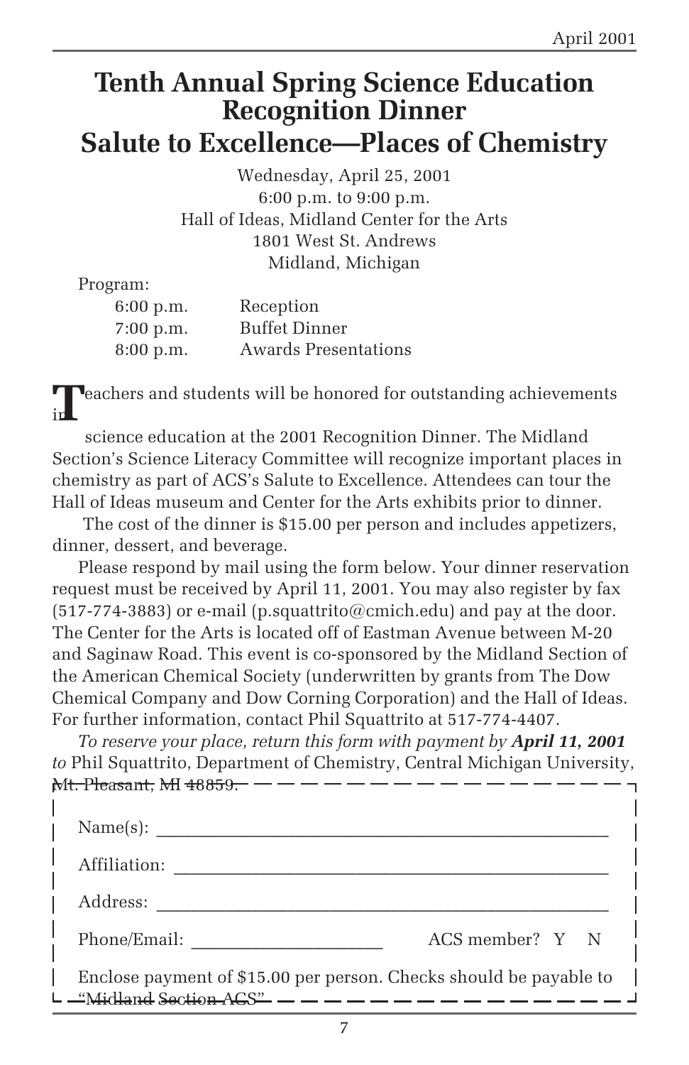# Tenth Annual Spring Science Education Recognition Dinner

## Salute to Excellence—Places of Chemistry

Wednesday, April 25, 2001
6:00 p.m. to 9:00 p.m.
Hall of Ideas, Midland Center for the Arts
1801 West St. Andrews
Midland, Michigan

Program:

| | |
|---|---|
| 6:00 p.m. | Reception |
| 7:00 p.m. | Buffet Dinner |
| 8:00 p.m. | Awards Presentations |

Teachers and students will be honored for outstanding achievements in science education at the 2001 Recognition Dinner. The Midland Section's Science Literacy Committee will recognize important places in chemistry as part of ACS's Salute to Excellence. Attendees can tour the Hall of Ideas museum and Center for the Arts exhibits prior to dinner.

The cost of the dinner is $15.00 per person and includes appetizers, dinner, dessert, and beverage.

Please respond by mail using the form below. Your dinner reservation request must be received by April 11, 2001. You may also register by fax (517-774-3883) or e-mail (p.squattrito@cmich.edu) and pay at the door. The Center for the Arts is located off of Eastman Avenue between M-20 and Saginaw Road. This event is co-sponsored by the Midland Section of the American Chemical Society (underwritten by grants from The Dow Chemical Company and Dow Corning Corporation) and the Hall of Ideas. For further information, contact Phil Squattrito at 517-774-4407.

*To reserve your place, return this form with payment by* ***April 11, 2001*** *to* Phil Squattrito, Department of Chemistry, Central Michigan University, Mt. Pleasant, MI 48859.

---

Name(s): ______________________________________________

Affiliation: ____________________________________________

Address: ______________________________________________

Phone/Email: ____________________ ACS member? Y N

Enclose payment of $15.00 per person. Checks should be payable to "Midland Section ACS"

---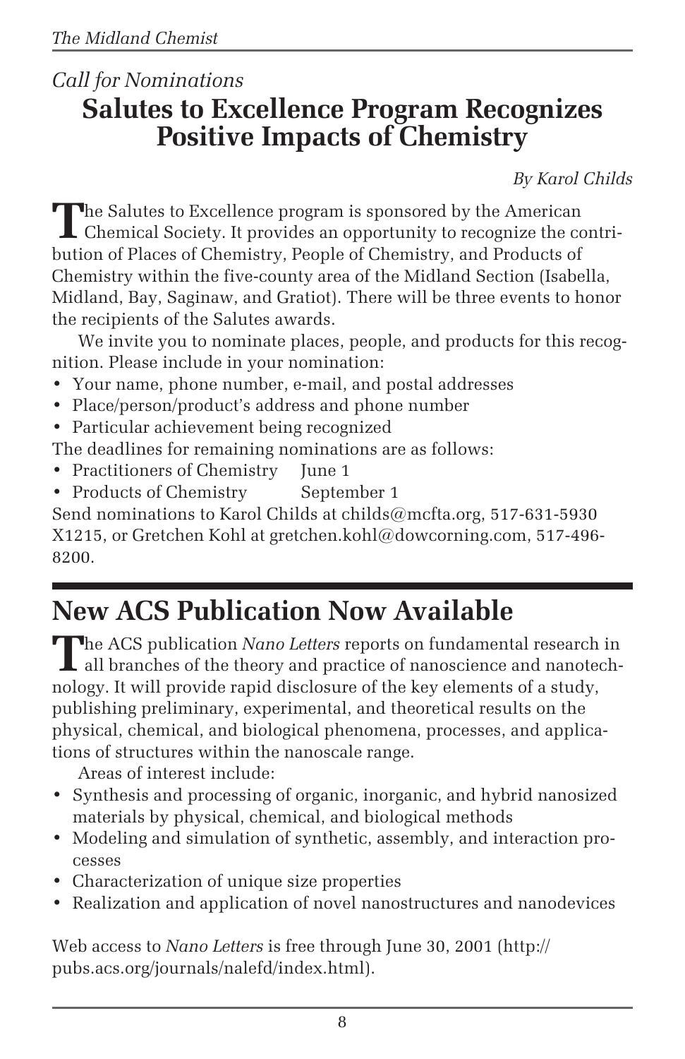*Call for Nominations*

## Salutes to Excellence Program Recognizes Positive Impacts of Chemistry

*By Karol Childs*

The Salutes to Excellence program is sponsored by the American Chemical Society. It provides an opportunity to recognize the contribution of Places of Chemistry, People of Chemistry, and Products of Chemistry within the five-county area of the Midland Section (Isabella, Midland, Bay, Saginaw, and Gratiot). There will be three events to honor the recipients of the Salutes awards.

We invite you to nominate places, people, and products for this recognition. Please include in your nomination:

- Your name, phone number, e-mail, and postal addresses
- Place/person/product's address and phone number
- Particular achievement being recognized

The deadlines for remaining nominations are as follows:

- Practitioners of Chemistry June 1
- Products of Chemistry September 1

Send nominations to Karol Childs at childs@mcfta.org, 517-631-5930 X1215, or Gretchen Kohl at gretchen.kohl@dowcorning.com, 517-496-8200.

# New ACS Publication Now Available

The ACS publication *Nano Letters* reports on fundamental research in all branches of the theory and practice of nanoscience and nanotechnology. It will provide rapid disclosure of the key elements of a study, publishing preliminary, experimental, and theoretical results on the physical, chemical, and biological phenomena, processes, and applications of structures within the nanoscale range.

Areas of interest include:

- Synthesis and processing of organic, inorganic, and hybrid nanosized materials by physical, chemical, and biological methods
- Modeling and simulation of synthetic, assembly, and interaction processes
- Characterization of unique size properties
- Realization and application of novel nanostructures and nanodevices

Web access to *Nano Letters* is free through June 30, 2001 (http://pubs.acs.org/journals/nalefd/index.html).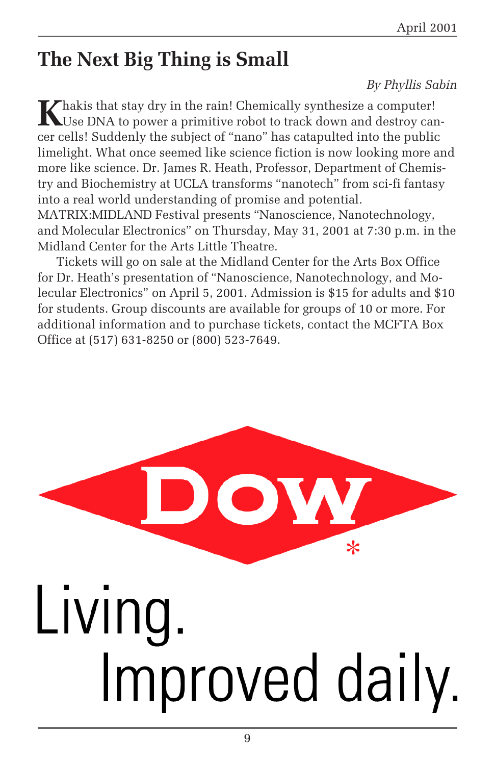## The Next Big Thing is Small

*By Phyllis Sabin*

Khakis that stay dry in the rain! Chemically synthesize a computer! Use DNA to power a primitive robot to track down and destroy cancer cells! Suddenly the subject of “nano” has catapulted into the public limelight. What once seemed like science fiction is now looking more and more like science. Dr. James R. Heath, Professor, Department of Chemistry and Biochemistry at UCLA transforms “nanotech” from sci-fi fantasy into a real world understanding of promise and potential. MATRIX:MIDLAND Festival presents “Nanoscience, Nanotechnology, and Molecular Electronics” on Thursday, May 31, 2001 at 7:30 p.m. in the Midland Center for the Arts Little Theatre.

Tickets will go on sale at the Midland Center for the Arts Box Office for Dr. Heath’s presentation of “Nanoscience, Nanotechnology, and Molecular Electronics” on April 5, 2001. Admission is $15 for adults and $10 for students. Group discounts are available for groups of 10 or more. For additional information and to purchase tickets, contact the MCFTA Box Office at (517) 631-8250 or (800) 523-7649.

DOW*

Living.
Improved daily.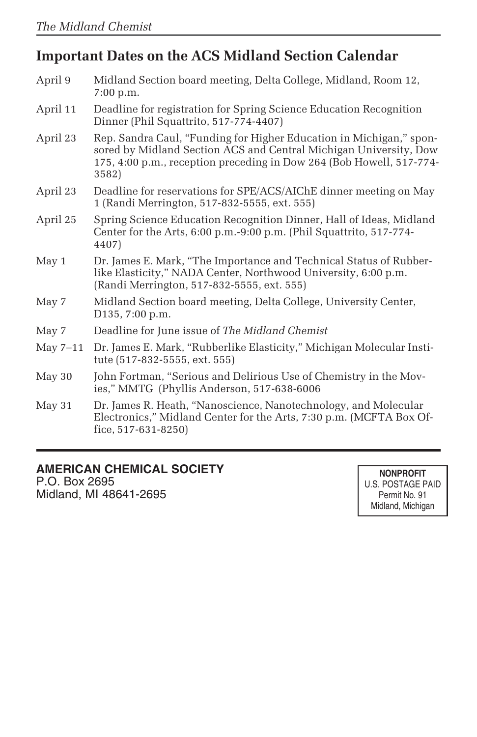## Important Dates on the ACS Midland Section Calendar

| | |
|---|---|
| April 9 | Midland Section board meeting, Delta College, Midland, Room 12, 7:00 p.m. |
| April 11 | Deadline for registration for Spring Science Education Recognition Dinner (Phil Squattrito, 517-774-4407) |
| April 23 | Rep. Sandra Caul, “Funding for Higher Education in Michigan,” sponsored by Midland Section ACS and Central Michigan University, Dow 175, 4:00 p.m., reception preceding in Dow 264 (Bob Howell, 517-774-3582) |
| April 23 | Deadline for reservations for SPE/ACS/AIChE dinner meeting on May 1 (Randi Merrington, 517-832-5555, ext. 555) |
| April 25 | Spring Science Education Recognition Dinner, Hall of Ideas, Midland Center for the Arts, 6:00 p.m.-9:00 p.m. (Phil Squattrito, 517-774-4407) |
| May 1 | Dr. James E. Mark, “The Importance and Technical Status of Rubberlike Elasticity,” NADA Center, Northwood University, 6:00 p.m. (Randi Merrington, 517-832-5555, ext. 555) |
| May 7 | Midland Section board meeting, Delta College, University Center, D135, 7:00 p.m. |
| May 7 | Deadline for June issue of *The Midland Chemist* |
| May 7–11 | Dr. James E. Mark, “Rubberlike Elasticity,” Michigan Molecular Institute (517-832-5555, ext. 555) |
| May 30 | John Fortman, “Serious and Delirious Use of Chemistry in the Movies,” MMTG (Phyllis Anderson, 517-638-6006 |
| May 31 | Dr. James R. Heath, “Nanoscience, Nanotechnology, and Molecular Electronics,” Midland Center for the Arts, 7:30 p.m. (MCFTA Box Office, 517-631-8250) |

**AMERICAN CHEMICAL SOCIETY**
P.O. Box 2695
Midland, MI 48641-2695

**NONPROFIT**
U.S. POSTAGE PAID
Permit No. 91
Midland, Michigan